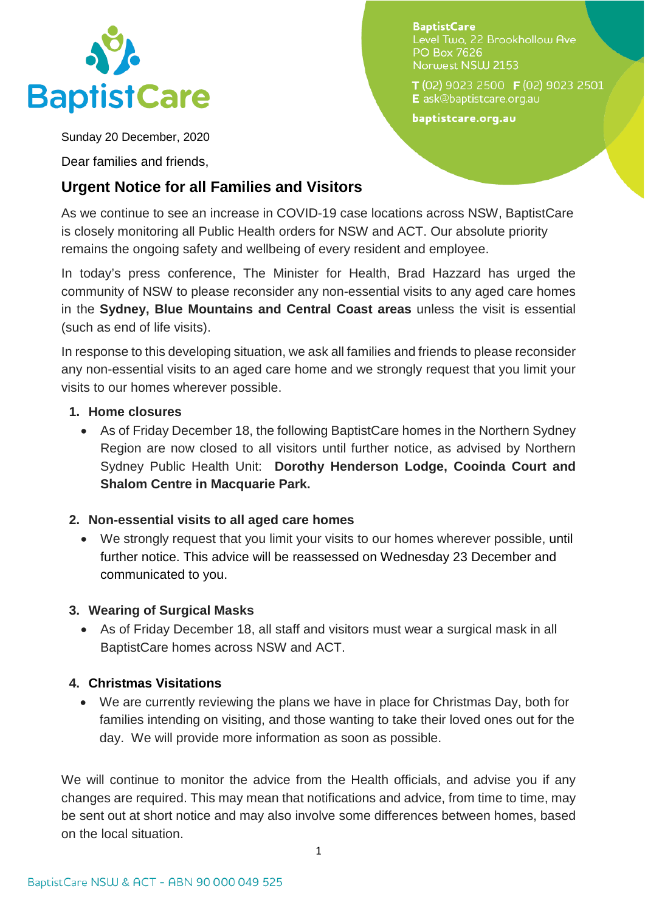BaptistCare

**BaptistCare**
Level Two, 22 Brookhollow Ave
PO Box 7626
Norwest NSW 2153

**T** (02) 9023 2500 **F** (02) 9023 2501
**E** ask@baptistcare.org.au

**baptistcare.org.au**

Sunday 20 December, 2020

Dear families and friends,

## Urgent Notice for all Families and Visitors

As we continue to see an increase in COVID-19 case locations across NSW, BaptistCare is closely monitoring all Public Health orders for NSW and ACT. Our absolute priority remains the ongoing safety and wellbeing of every resident and employee.

In today's press conference, The Minister for Health, Brad Hazzard has urged the community of NSW to please reconsider any non-essential visits to any aged care homes in the **Sydney, Blue Mountains and Central Coast areas** unless the visit is essential (such as end of life visits).

In response to this developing situation, we ask all families and friends to please reconsider any non-essential visits to an aged care home and we strongly request that you limit your visits to our homes wherever possible.

1. **Home closures**
   - As of Friday December 18, the following BaptistCare homes in the Northern Sydney Region are now closed to all visitors until further notice, as advised by Northern Sydney Public Health Unit: **Dorothy Henderson Lodge, Cooinda Court and Shalom Centre in Macquarie Park.**

2. **Non-essential visits to all aged care homes**
   - We strongly request that you limit your visits to our homes wherever possible, until further notice. This advice will be reassessed on Wednesday 23 December and communicated to you.

3. **Wearing of Surgical Masks**
   - As of Friday December 18, all staff and visitors must wear a surgical mask in all BaptistCare homes across NSW and ACT.

4. **Christmas Visitations**
   - We are currently reviewing the plans we have in place for Christmas Day, both for families intending on visiting, and those wanting to take their loved ones out for the day. We will provide more information as soon as possible.

We will continue to monitor the advice from the Health officials, and advise you if any changes are required. This may mean that notifications and advice, from time to time, may be sent out at short notice and may also involve some differences between homes, based on the local situation.

BaptistCare NSW & ACT - ABN 90 000 049 525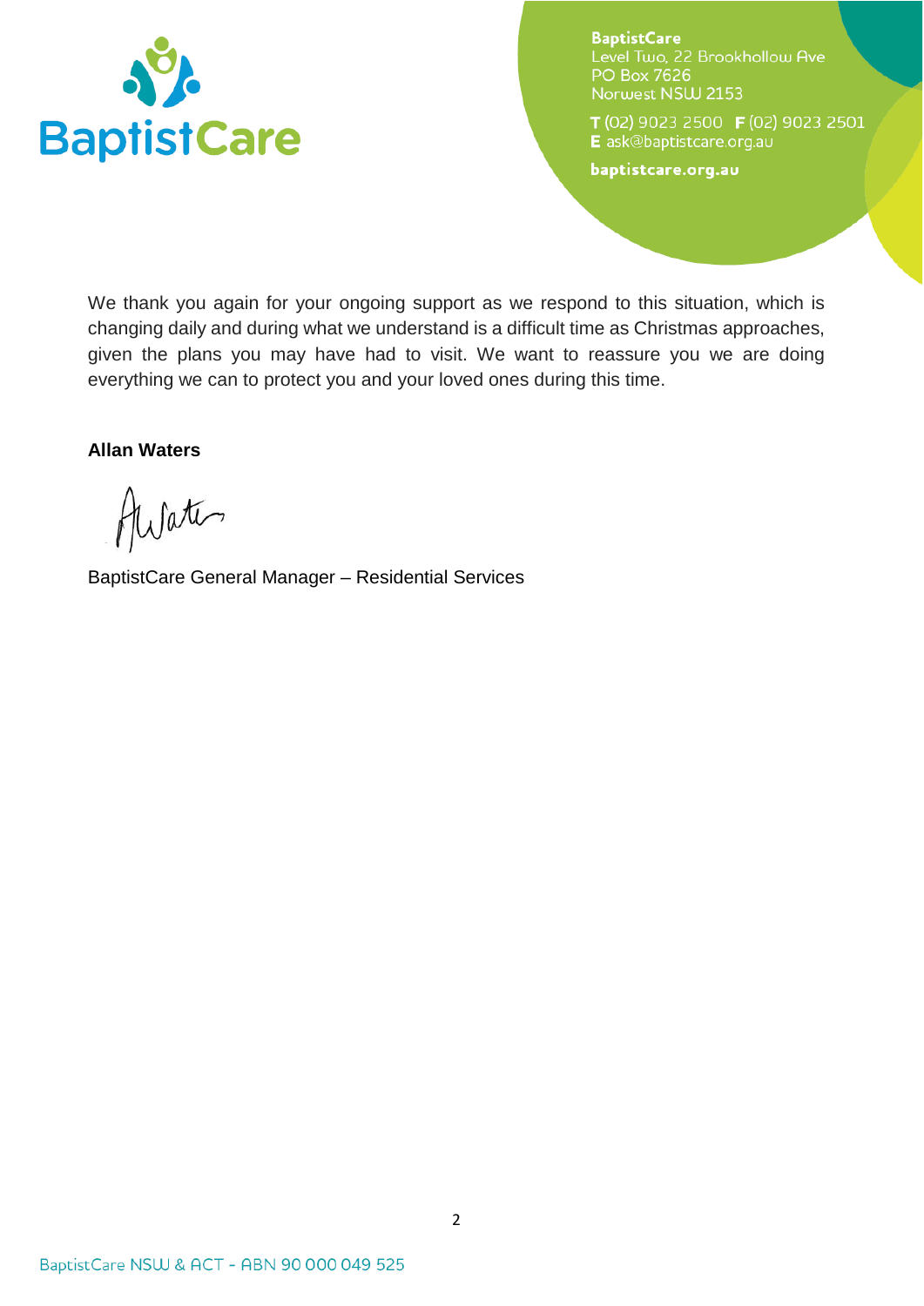BaptistCare
Level Two, 22 Brookhollow Ave
PO Box 7626
Norwest NSW 2153

**T** (02) 9023 2500 **F** (02) 9023 2501
**E** ask@baptistcare.org.au

**baptistcare.org.au**

We thank you again for your ongoing support as we respond to this situation, which is changing daily and during what we understand is a difficult time as Christmas approaches, given the plans you may have had to visit. We want to reassure you we are doing everything we can to protect you and your loved ones during this time.

**Allan Waters**

BaptistCare General Manager – Residential Services

BaptistCare NSW & ACT - ABN 90 000 049 525